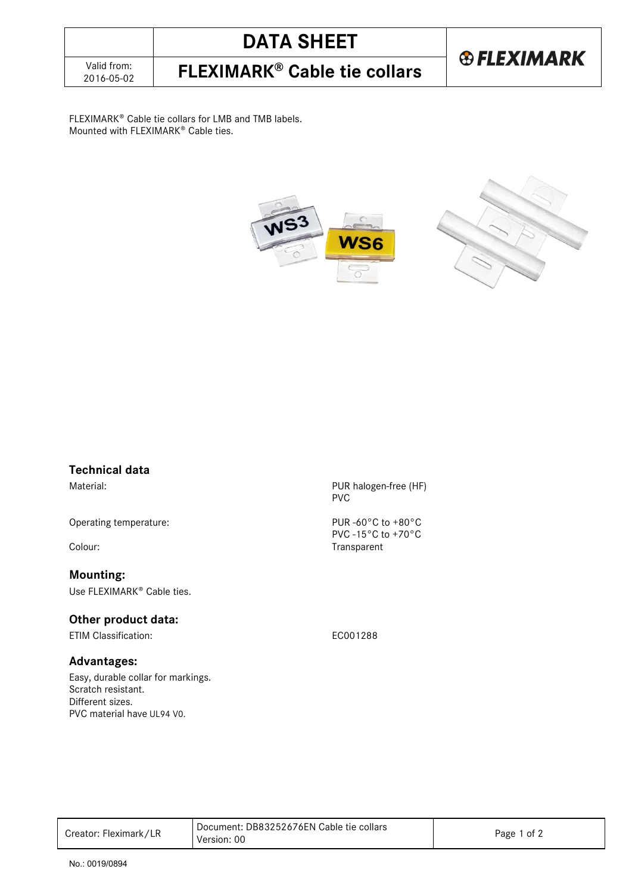# DATA SHEET

Valid from: 2016-05-02

## FLEXIMARK® Cable tie collars

FLEXIMARK® Cable tie collars for LMB and TMB labels.
Mounted with FLEXIMARK® Cable ties.

### Technical data

| | |
|---|---|
| Material: | PUR halogen-free (HF)<br>PVC |
| Operating temperature: | PUR -60°C to +80°C<br>PVC -15°C to +70°C |
| Colour: | Transparent |

### Mounting:

Use FLEXIMARK® Cable ties.

### Other product data:

| | |
|---|---|
| ETIM Classification: | EC001288 |

### Advantages:

Easy, durable collar for markings.
Scratch resistant.
Different sizes.
PVC material have UL94 V0.

No.: 0019/0894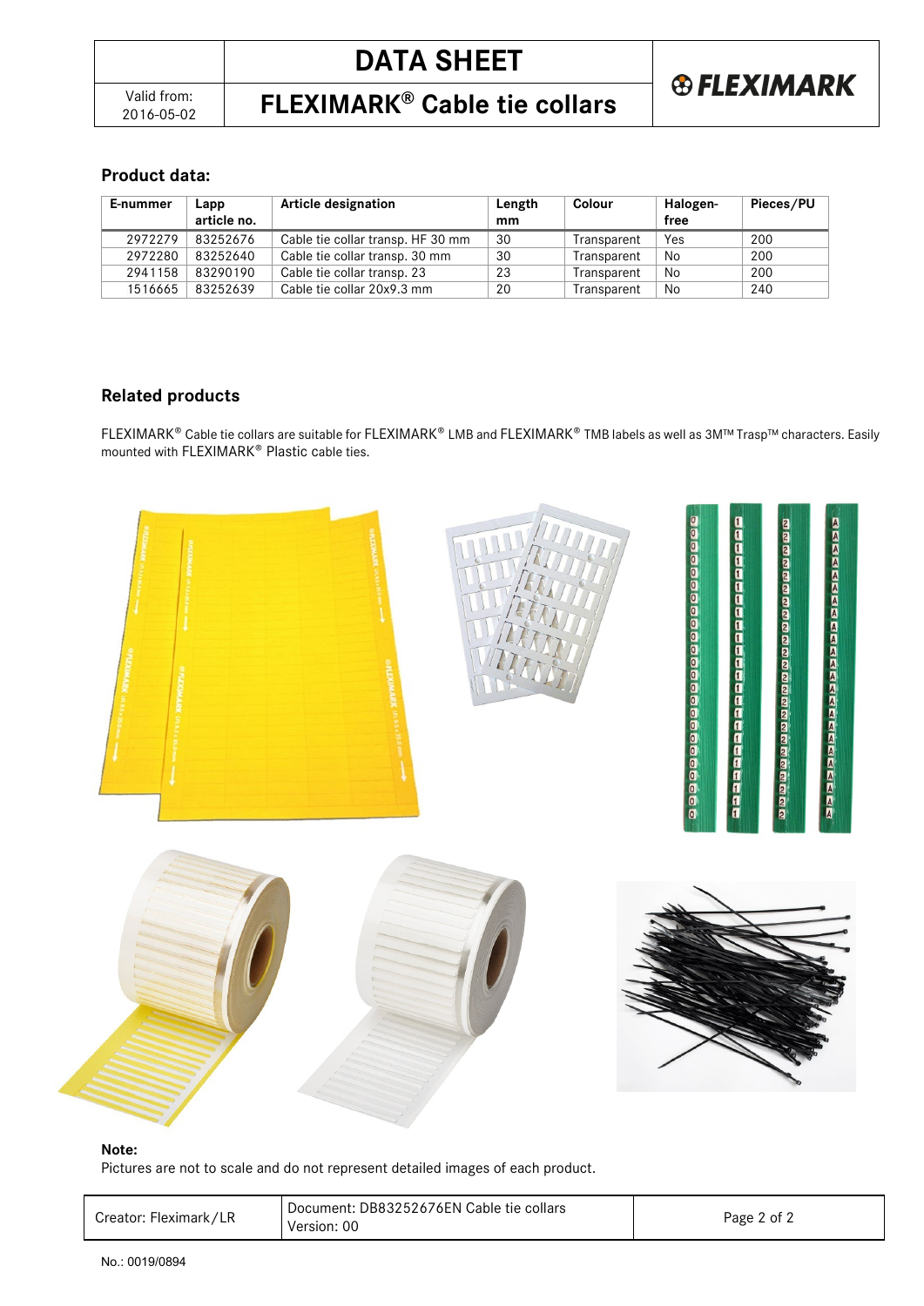# DATA SHEET

## FLEXIMARK® Cable tie collars

Valid from: 2016-05-02

## Product data:

| E-nummer | Lapp article no. | Article designation | Length mm | Colour | Halogen-free | Pieces/PU |
|---|---|---|---|---|---|---|
| 2972279 | 83252676 | Cable tie collar transp. HF 30 mm | 30 | Transparent | Yes | 200 |
| 2972280 | 83252640 | Cable tie collar transp. 30 mm | 30 | Transparent | No | 200 |
| 2941158 | 83290190 | Cable tie collar transp. 23 | 23 | Transparent | No | 200 |
| 1516665 | 83252639 | Cable tie collar 20x9.3 mm | 20 | Transparent | No | 240 |

## Related products

FLEXIMARK® Cable tie collars are suitable for FLEXIMARK® LMB and FLEXIMARK® TMB labels as well as 3M™ Trasp™ characters. Easily mounted with FLEXIMARK® Plastic cable ties.

**Note:**
Pictures are not to scale and do not represent detailed images of each product.

Creator: Fleximark/LR

Document: DB83252676EN Cable tie collars
Version: 00

No.: 0019/0894